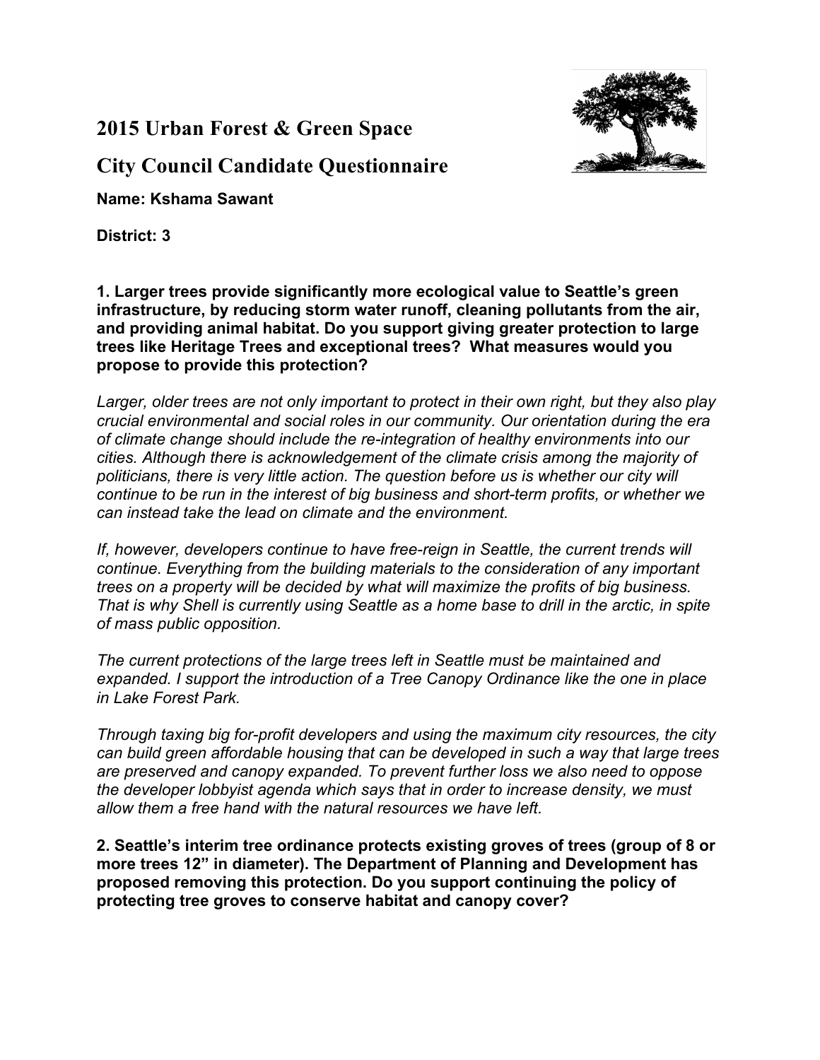# 2015 Urban Forest & Green Space

# City Council Candidate Questionnaire

**Name: Kshama Sawant**

**District: 3**

**1. Larger trees provide significantly more ecological value to Seattle's green infrastructure, by reducing storm water runoff, cleaning pollutants from the air, and providing animal habitat. Do you support giving greater protection to large trees like Heritage Trees and exceptional trees? What measures would you propose to provide this protection?**

*Larger, older trees are not only important to protect in their own right, but they also play crucial environmental and social roles in our community. Our orientation during the era of climate change should include the re-integration of healthy environments into our cities. Although there is acknowledgement of the climate crisis among the majority of politicians, there is very little action. The question before us is whether our city will continue to be run in the interest of big business and short-term profits, or whether we can instead take the lead on climate and the environment.*

*If, however, developers continue to have free-reign in Seattle, the current trends will continue. Everything from the building materials to the consideration of any important trees on a property will be decided by what will maximize the profits of big business. That is why Shell is currently using Seattle as a home base to drill in the arctic, in spite of mass public opposition.*

*The current protections of the large trees left in Seattle must be maintained and expanded. I support the introduction of a Tree Canopy Ordinance like the one in place in Lake Forest Park.*

*Through taxing big for-profit developers and using the maximum city resources, the city can build green affordable housing that can be developed in such a way that large trees are preserved and canopy expanded. To prevent further loss we also need to oppose the developer lobbyist agenda which says that in order to increase density, we must allow them a free hand with the natural resources we have left.*

**2. Seattle's interim tree ordinance protects existing groves of trees (group of 8 or more trees 12" in diameter). The Department of Planning and Development has proposed removing this protection. Do you support continuing the policy of protecting tree groves to conserve habitat and canopy cover?**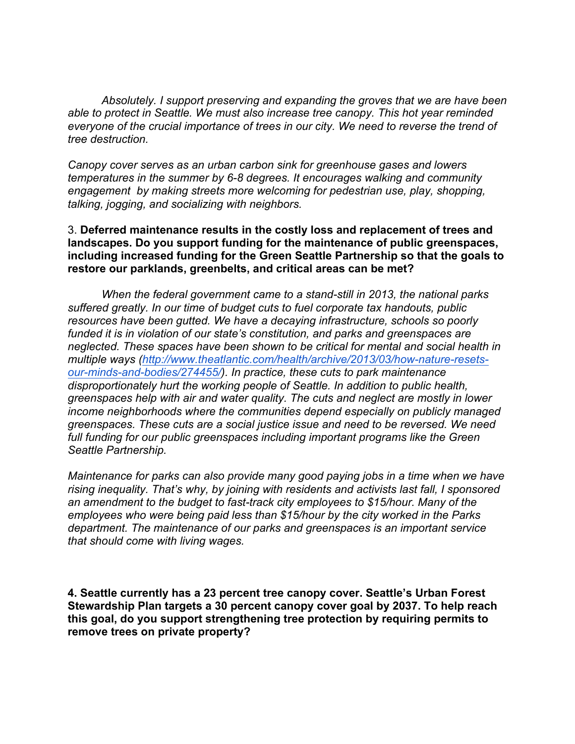*Absolutely. I support preserving and expanding the groves that we are have been able to protect in Seattle. We must also increase tree canopy. This hot year reminded everyone of the crucial importance of trees in our city. We need to reverse the trend of tree destruction.*

*Canopy cover serves as an urban carbon sink for greenhouse gases and lowers temperatures in the summer by 6-8 degrees. It encourages walking and community engagement by making streets more welcoming for pedestrian use, play, shopping, talking, jogging, and socializing with neighbors.*

3. **Deferred maintenance results in the costly loss and replacement of trees and landscapes. Do you support funding for the maintenance of public greenspaces, including increased funding for the Green Seattle Partnership so that the goals to restore our parklands, greenbelts, and critical areas can be met?**

*When the federal government came to a stand-still in 2013, the national parks suffered greatly. In our time of budget cuts to fuel corporate tax handouts, public resources have been gutted. We have a decaying infrastructure, schools so poorly funded it is in violation of our state's constitution, and parks and greenspaces are neglected. These spaces have been shown to be critical for mental and social health in multiple ways ([http://www.theatlantic.com/health/archive/2013/03/how-nature-resets-our-minds-and-bodies/274455/](http://www.theatlantic.com/health/archive/2013/03/how-nature-resets-our-minds-and-bodies/274455/)). In practice, these cuts to park maintenance disproportionately hurt the working people of Seattle. In addition to public health, greenspaces help with air and water quality. The cuts and neglect are mostly in lower income neighborhoods where the communities depend especially on publicly managed greenspaces. These cuts are a social justice issue and need to be reversed. We need full funding for our public greenspaces including important programs like the Green Seattle Partnership.*

*Maintenance for parks can also provide many good paying jobs in a time when we have rising inequality. That's why, by joining with residents and activists last fall, I sponsored an amendment to the budget to fast-track city employees to $15/hour. Many of the employees who were being paid less than $15/hour by the city worked in the Parks department. The maintenance of our parks and greenspaces is an important service that should come with living wages.*

**4. Seattle currently has a 23 percent tree canopy cover. Seattle's Urban Forest Stewardship Plan targets a 30 percent canopy cover goal by 2037. To help reach this goal, do you support strengthening tree protection by requiring permits to remove trees on private property?**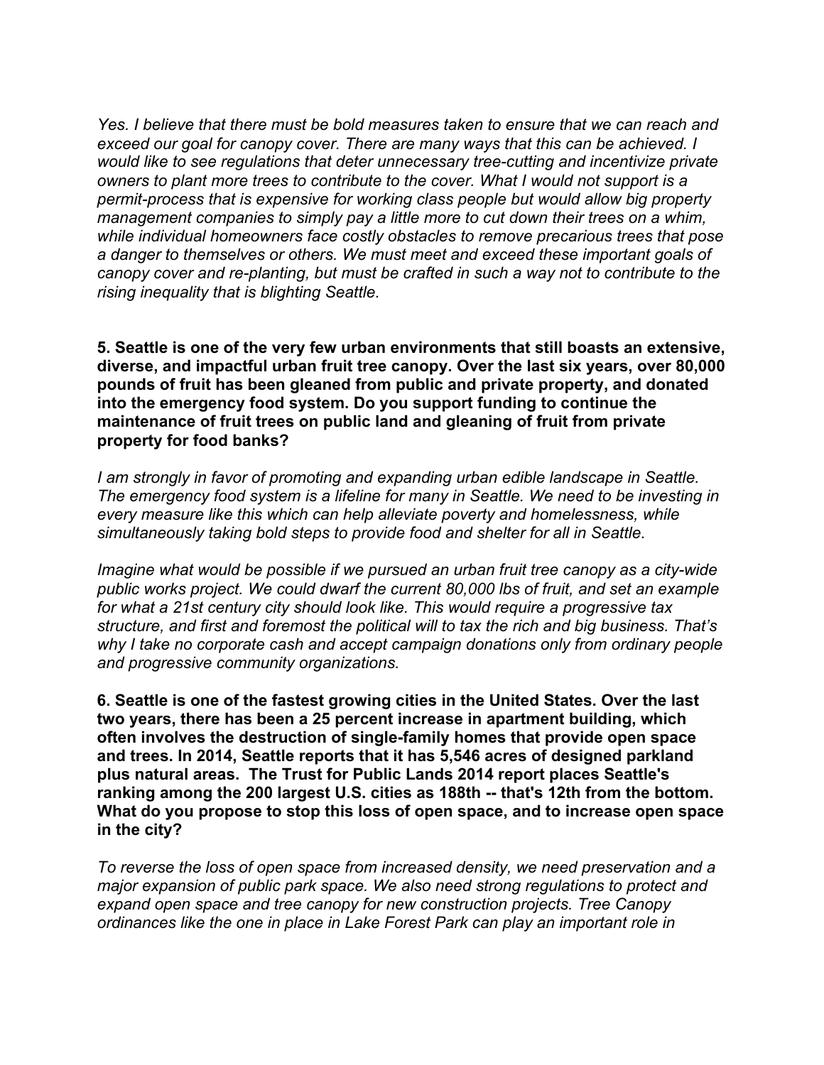*Yes. I believe that there must be bold measures taken to ensure that we can reach and exceed our goal for canopy cover. There are many ways that this can be achieved. I would like to see regulations that deter unnecessary tree-cutting and incentivize private owners to plant more trees to contribute to the cover. What I would not support is a permit-process that is expensive for working class people but would allow big property management companies to simply pay a little more to cut down their trees on a whim, while individual homeowners face costly obstacles to remove precarious trees that pose a danger to themselves or others. We must meet and exceed these important goals of canopy cover and re-planting, but must be crafted in such a way not to contribute to the rising inequality that is blighting Seattle.*

**5. Seattle is one of the very few urban environments that still boasts an extensive, diverse, and impactful urban fruit tree canopy. Over the last six years, over 80,000 pounds of fruit has been gleaned from public and private property, and donated into the emergency food system. Do you support funding to continue the maintenance of fruit trees on public land and gleaning of fruit from private property for food banks?**

*I am strongly in favor of promoting and expanding urban edible landscape in Seattle. The emergency food system is a lifeline for many in Seattle. We need to be investing in every measure like this which can help alleviate poverty and homelessness, while simultaneously taking bold steps to provide food and shelter for all in Seattle.*

*Imagine what would be possible if we pursued an urban fruit tree canopy as a city-wide public works project. We could dwarf the current 80,000 lbs of fruit, and set an example for what a 21st century city should look like. This would require a progressive tax structure, and first and foremost the political will to tax the rich and big business. That's why I take no corporate cash and accept campaign donations only from ordinary people and progressive community organizations.*

**6. Seattle is one of the fastest growing cities in the United States. Over the last two years, there has been a 25 percent increase in apartment building, which often involves the destruction of single-family homes that provide open space and trees. In 2014, Seattle reports that it has 5,546 acres of designed parkland plus natural areas. The Trust for Public Lands 2014 report places Seattle's ranking among the 200 largest U.S. cities as 188th -- that's 12th from the bottom. What do you propose to stop this loss of open space, and to increase open space in the city?**

*To reverse the loss of open space from increased density, we need preservation and a major expansion of public park space. We also need strong regulations to protect and expand open space and tree canopy for new construction projects. Tree Canopy ordinances like the one in place in Lake Forest Park can play an important role in*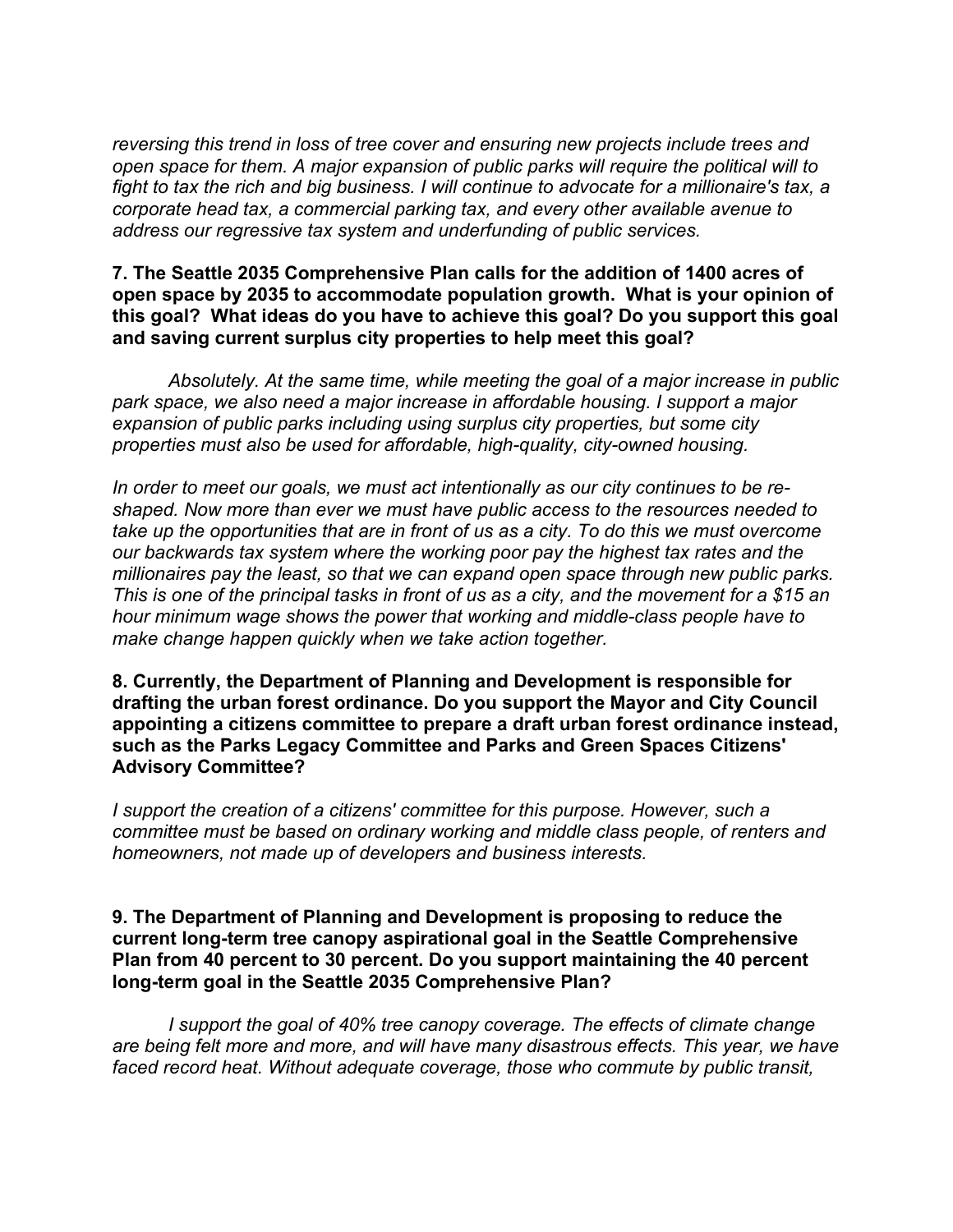*reversing this trend in loss of tree cover and ensuring new projects include trees and open space for them. A major expansion of public parks will require the political will to fight to tax the rich and big business. I will continue to advocate for a millionaire's tax, a corporate head tax, a commercial parking tax, and every other available avenue to address our regressive tax system and underfunding of public services.*

**7. The Seattle 2035 Comprehensive Plan calls for the addition of 1400 acres of open space by 2035 to accommodate population growth. What is your opinion of this goal? What ideas do you have to achieve this goal? Do you support this goal and saving current surplus city properties to help meet this goal?**

*Absolutely. At the same time, while meeting the goal of a major increase in public park space, we also need a major increase in affordable housing. I support a major expansion of public parks including using surplus city properties, but some city properties must also be used for affordable, high-quality, city-owned housing.*

*In order to meet our goals, we must act intentionally as our city continues to be re-shaped. Now more than ever we must have public access to the resources needed to take up the opportunities that are in front of us as a city. To do this we must overcome our backwards tax system where the working poor pay the highest tax rates and the millionaires pay the least, so that we can expand open space through new public parks. This is one of the principal tasks in front of us as a city, and the movement for a $15 an hour minimum wage shows the power that working and middle-class people have to make change happen quickly when we take action together.*

**8. Currently, the Department of Planning and Development is responsible for drafting the urban forest ordinance. Do you support the Mayor and City Council appointing a citizens committee to prepare a draft urban forest ordinance instead, such as the Parks Legacy Committee and Parks and Green Spaces Citizens' Advisory Committee?**

*I support the creation of a citizens' committee for this purpose. However, such a committee must be based on ordinary working and middle class people, of renters and homeowners, not made up of developers and business interests.*

**9. The Department of Planning and Development is proposing to reduce the current long-term tree canopy aspirational goal in the Seattle Comprehensive Plan from 40 percent to 30 percent. Do you support maintaining the 40 percent long-term goal in the Seattle 2035 Comprehensive Plan?**

*I support the goal of 40% tree canopy coverage. The effects of climate change are being felt more and more, and will have many disastrous effects. This year, we have faced record heat. Without adequate coverage, those who commute by public transit,*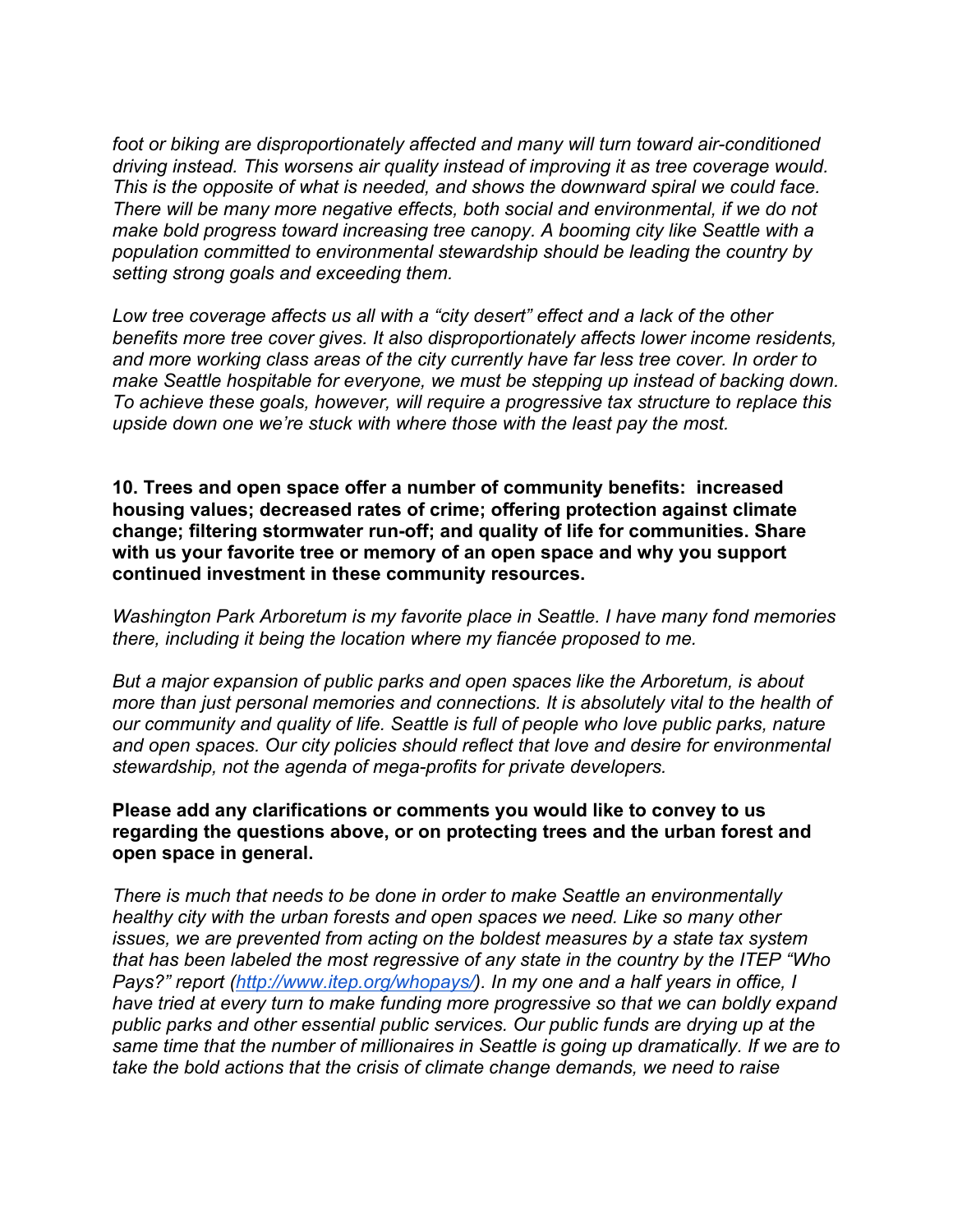*foot or biking are disproportionately affected and many will turn toward air-conditioned driving instead. This worsens air quality instead of improving it as tree coverage would. This is the opposite of what is needed, and shows the downward spiral we could face. There will be many more negative effects, both social and environmental, if we do not make bold progress toward increasing tree canopy. A booming city like Seattle with a population committed to environmental stewardship should be leading the country by setting strong goals and exceeding them.*

*Low tree coverage affects us all with a "city desert" effect and a lack of the other benefits more tree cover gives. It also disproportionately affects lower income residents, and more working class areas of the city currently have far less tree cover. In order to make Seattle hospitable for everyone, we must be stepping up instead of backing down. To achieve these goals, however, will require a progressive tax structure to replace this upside down one we're stuck with where those with the least pay the most.*

**10. Trees and open space offer a number of community benefits: increased housing values; decreased rates of crime; offering protection against climate change; filtering stormwater run-off; and quality of life for communities. Share with us your favorite tree or memory of an open space and why you support continued investment in these community resources.**

*Washington Park Arboretum is my favorite place in Seattle. I have many fond memories there, including it being the location where my fiancée proposed to me.*

*But a major expansion of public parks and open spaces like the Arboretum, is about more than just personal memories and connections. It is absolutely vital to the health of our community and quality of life. Seattle is full of people who love public parks, nature and open spaces. Our city policies should reflect that love and desire for environmental stewardship, not the agenda of mega-profits for private developers.*

**Please add any clarifications or comments you would like to convey to us regarding the questions above, or on protecting trees and the urban forest and open space in general.**

*There is much that needs to be done in order to make Seattle an environmentally healthy city with the urban forests and open spaces we need. Like so many other issues, we are prevented from acting on the boldest measures by a state tax system that has been labeled the most regressive of any state in the country by the ITEP "Who Pays?" report ([http://www.itep.org/whopays/](http://www.itep.org/whopays/)). In my one and a half years in office, I have tried at every turn to make funding more progressive so that we can boldly expand public parks and other essential public services. Our public funds are drying up at the same time that the number of millionaires in Seattle is going up dramatically. If we are to take the bold actions that the crisis of climate change demands, we need to raise*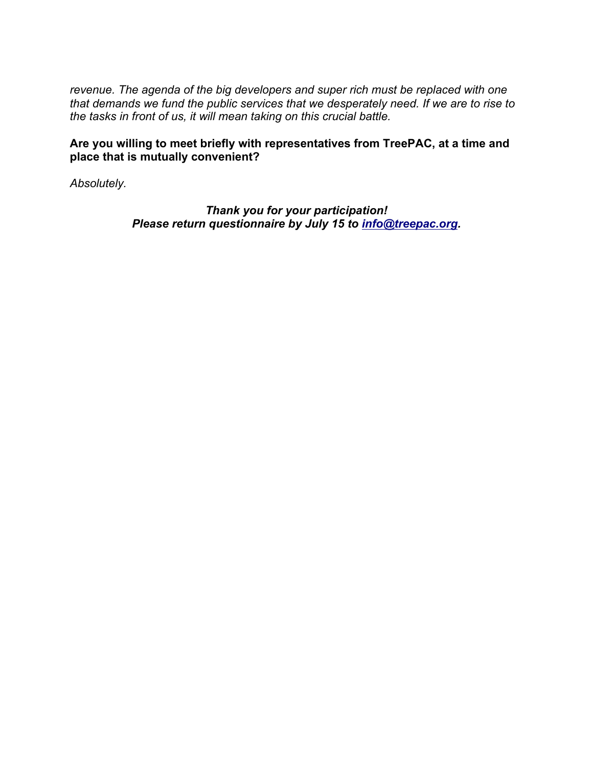*revenue. The agenda of the big developers and super rich must be replaced with one that demands we fund the public services that we desperately need. If we are to rise to the tasks in front of us, it will mean taking on this crucial battle.*

**Are you willing to meet briefly with representatives from TreePAC, at a time and place that is mutually convenient?**

*Absolutely.*

***Thank you for your participation!***
***Please return questionnaire by July 15 to [info@treepac.org](mailto:info@treepac.org).***